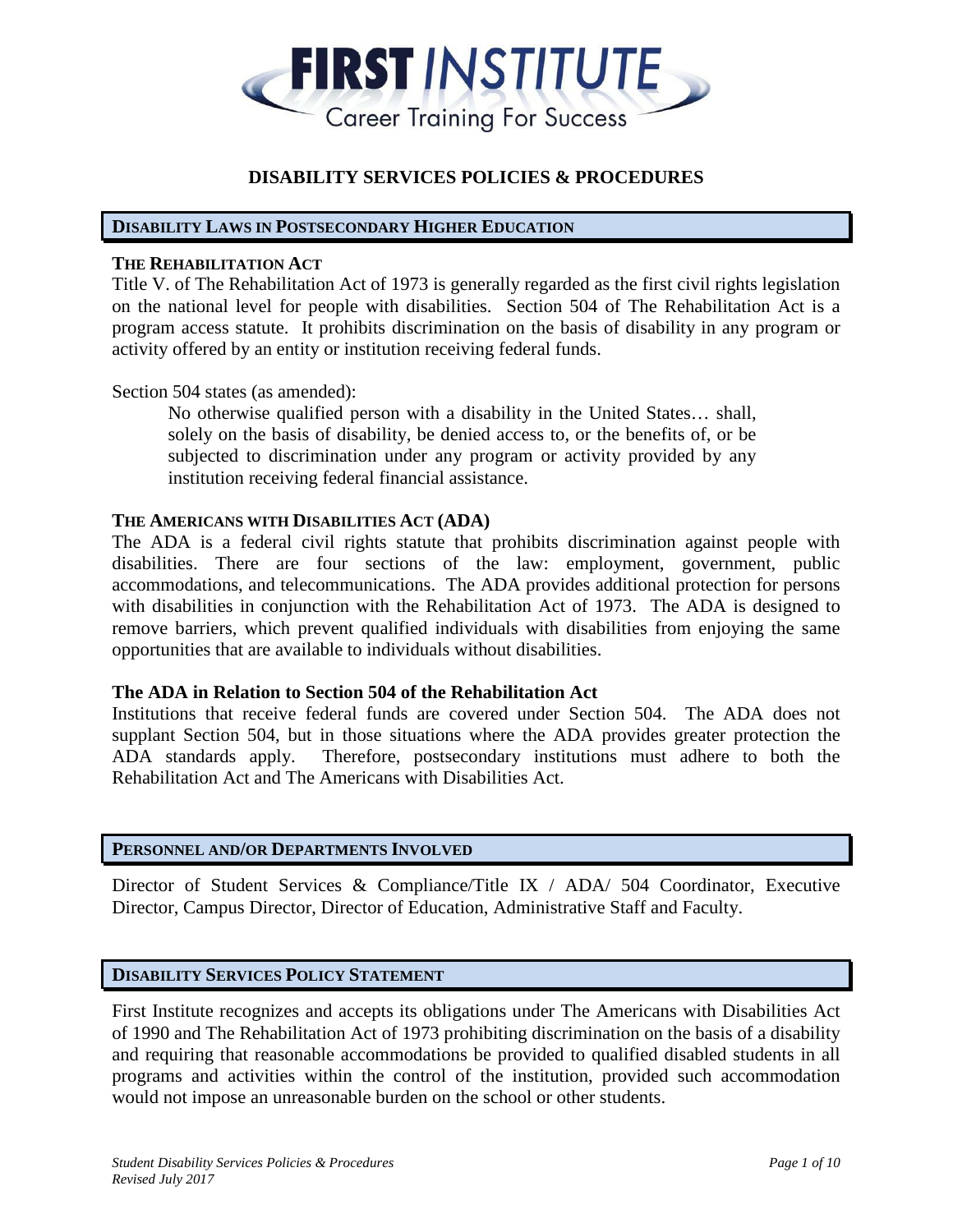# FIRST INSTITUTE

Career Training For Success

## DISABILITY SERVICES POLICIES & PROCEDURES

## DISABILITY LAWS IN POSTSECONDARY HIGHER EDUCATION

### THE REHABILITATION ACT

Title V. of The Rehabilitation Act of 1973 is generally regarded as the first civil rights legislation on the national level for people with disabilities. Section 504 of The Rehabilitation Act is a program access statute. It prohibits discrimination on the basis of disability in any program or activity offered by an entity or institution receiving federal funds.

Section 504 states (as amended):

> No otherwise qualified person with a disability in the United States… shall, solely on the basis of disability, be denied access to, or the benefits of, or be subjected to discrimination under any program or activity provided by any institution receiving federal financial assistance.

### THE AMERICANS WITH DISABILITIES ACT (ADA)

The ADA is a federal civil rights statute that prohibits discrimination against people with disabilities. There are four sections of the law: employment, government, public accommodations, and telecommunications. The ADA provides additional protection for persons with disabilities in conjunction with the Rehabilitation Act of 1973. The ADA is designed to remove barriers, which prevent qualified individuals with disabilities from enjoying the same opportunities that are available to individuals without disabilities.

### The ADA in Relation to Section 504 of the Rehabilitation Act

Institutions that receive federal funds are covered under Section 504. The ADA does not supplant Section 504, but in those situations where the ADA provides greater protection the ADA standards apply. Therefore, postsecondary institutions must adhere to both the Rehabilitation Act and The Americans with Disabilities Act.

## PERSONNEL AND/OR DEPARTMENTS INVOLVED

Director of Student Services & Compliance/Title IX / ADA/ 504 Coordinator, Executive Director, Campus Director, Director of Education, Administrative Staff and Faculty.

## DISABILITY SERVICES POLICY STATEMENT

First Institute recognizes and accepts its obligations under The Americans with Disabilities Act of 1990 and The Rehabilitation Act of 1973 prohibiting discrimination on the basis of a disability and requiring that reasonable accommodations be provided to qualified disabled students in all programs and activities within the control of the institution, provided such accommodation would not impose an unreasonable burden on the school or other students.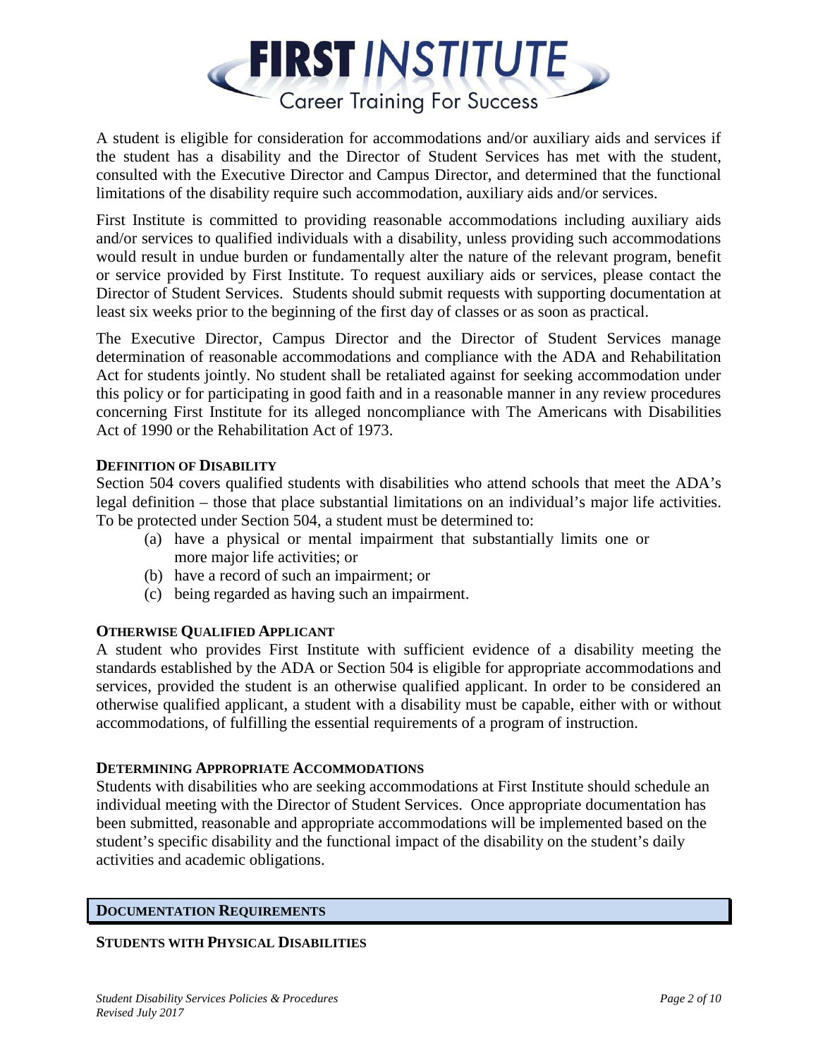A student is eligible for consideration for accommodations and/or auxiliary aids and services if the student has a disability and the Director of Student Services has met with the student, consulted with the Executive Director and Campus Director, and determined that the functional limitations of the disability require such accommodation, auxiliary aids and/or services.

First Institute is committed to providing reasonable accommodations including auxiliary aids and/or services to qualified individuals with a disability, unless providing such accommodations would result in undue burden or fundamentally alter the nature of the relevant program, benefit or service provided by First Institute. To request auxiliary aids or services, please contact the Director of Student Services. Students should submit requests with supporting documentation at least six weeks prior to the beginning of the first day of classes or as soon as practical.

The Executive Director, Campus Director and the Director of Student Services manage determination of reasonable accommodations and compliance with the ADA and Rehabilitation Act for students jointly. No student shall be retaliated against for seeking accommodation under this policy or for participating in good faith and in a reasonable manner in any review procedures concerning First Institute for its alleged noncompliance with The Americans with Disabilities Act of 1990 or the Rehabilitation Act of 1973.

**DEFINITION OF DISABILITY**

Section 504 covers qualified students with disabilities who attend schools that meet the ADA's legal definition – those that place substantial limitations on an individual's major life activities. To be protected under Section 504, a student must be determined to:

(a) have a physical or mental impairment that substantially limits one or more major life activities; or
(b) have a record of such an impairment; or
(c) being regarded as having such an impairment.

**OTHERWISE QUALIFIED APPLICANT**

A student who provides First Institute with sufficient evidence of a disability meeting the standards established by the ADA or Section 504 is eligible for appropriate accommodations and services, provided the student is an otherwise qualified applicant. In order to be considered an otherwise qualified applicant, a student with a disability must be capable, either with or without accommodations, of fulfilling the essential requirements of a program of instruction.

**DETERMINING APPROPRIATE ACCOMMODATIONS**

Students with disabilities who are seeking accommodations at First Institute should schedule an individual meeting with the Director of Student Services. Once appropriate documentation has been submitted, reasonable and appropriate accommodations will be implemented based on the student's specific disability and the functional impact of the disability on the student's daily activities and academic obligations.

## DOCUMENTATION REQUIREMENTS

**STUDENTS WITH PHYSICAL DISABILITIES**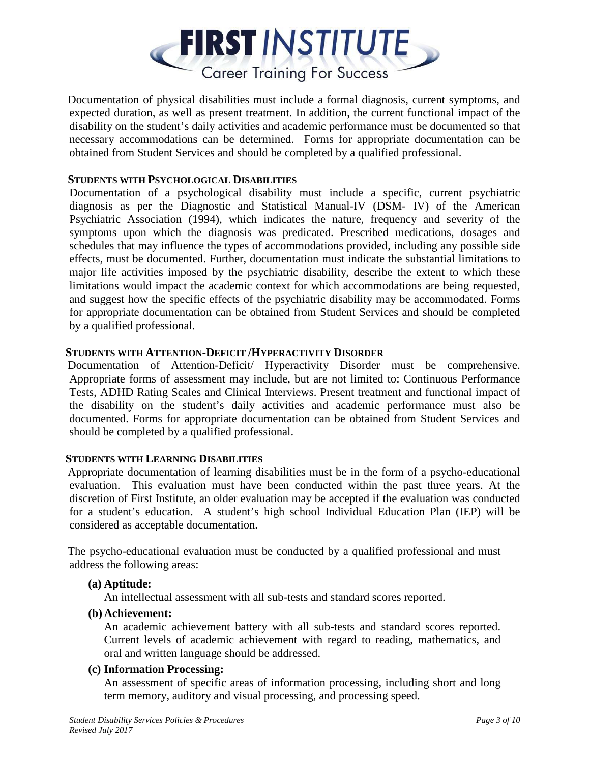Documentation of physical disabilities must include a formal diagnosis, current symptoms, and expected duration, as well as present treatment. In addition, the current functional impact of the disability on the student's daily activities and academic performance must be documented so that necessary accommodations can be determined. Forms for appropriate documentation can be obtained from Student Services and should be completed by a qualified professional.

### STUDENTS WITH PSYCHOLOGICAL DISABILITIES

Documentation of a psychological disability must include a specific, current psychiatric diagnosis as per the Diagnostic and Statistical Manual-IV (DSM- IV) of the American Psychiatric Association (1994), which indicates the nature, frequency and severity of the symptoms upon which the diagnosis was predicated. Prescribed medications, dosages and schedules that may influence the types of accommodations provided, including any possible side effects, must be documented. Further, documentation must indicate the substantial limitations to major life activities imposed by the psychiatric disability, describe the extent to which these limitations would impact the academic context for which accommodations are being requested, and suggest how the specific effects of the psychiatric disability may be accommodated. Forms for appropriate documentation can be obtained from Student Services and should be completed by a qualified professional.

### STUDENTS WITH ATTENTION-DEFICIT /HYPERACTIVITY DISORDER

Documentation of Attention-Deficit/ Hyperactivity Disorder must be comprehensive. Appropriate forms of assessment may include, but are not limited to: Continuous Performance Tests, ADHD Rating Scales and Clinical Interviews. Present treatment and functional impact of the disability on the student's daily activities and academic performance must also be documented. Forms for appropriate documentation can be obtained from Student Services and should be completed by a qualified professional.

### STUDENTS WITH LEARNING DISABILITIES

Appropriate documentation of learning disabilities must be in the form of a psycho-educational evaluation. This evaluation must have been conducted within the past three years. At the discretion of First Institute, an older evaluation may be accepted if the evaluation was conducted for a student's education. A student's high school Individual Education Plan (IEP) will be considered as acceptable documentation.

The psycho-educational evaluation must be conducted by a qualified professional and must address the following areas:

**(a) Aptitude:**
An intellectual assessment with all sub-tests and standard scores reported.

**(b) Achievement:**
An academic achievement battery with all sub-tests and standard scores reported. Current levels of academic achievement with regard to reading, mathematics, and oral and written language should be addressed.

**(c) Information Processing:**
An assessment of specific areas of information processing, including short and long term memory, auditory and visual processing, and processing speed.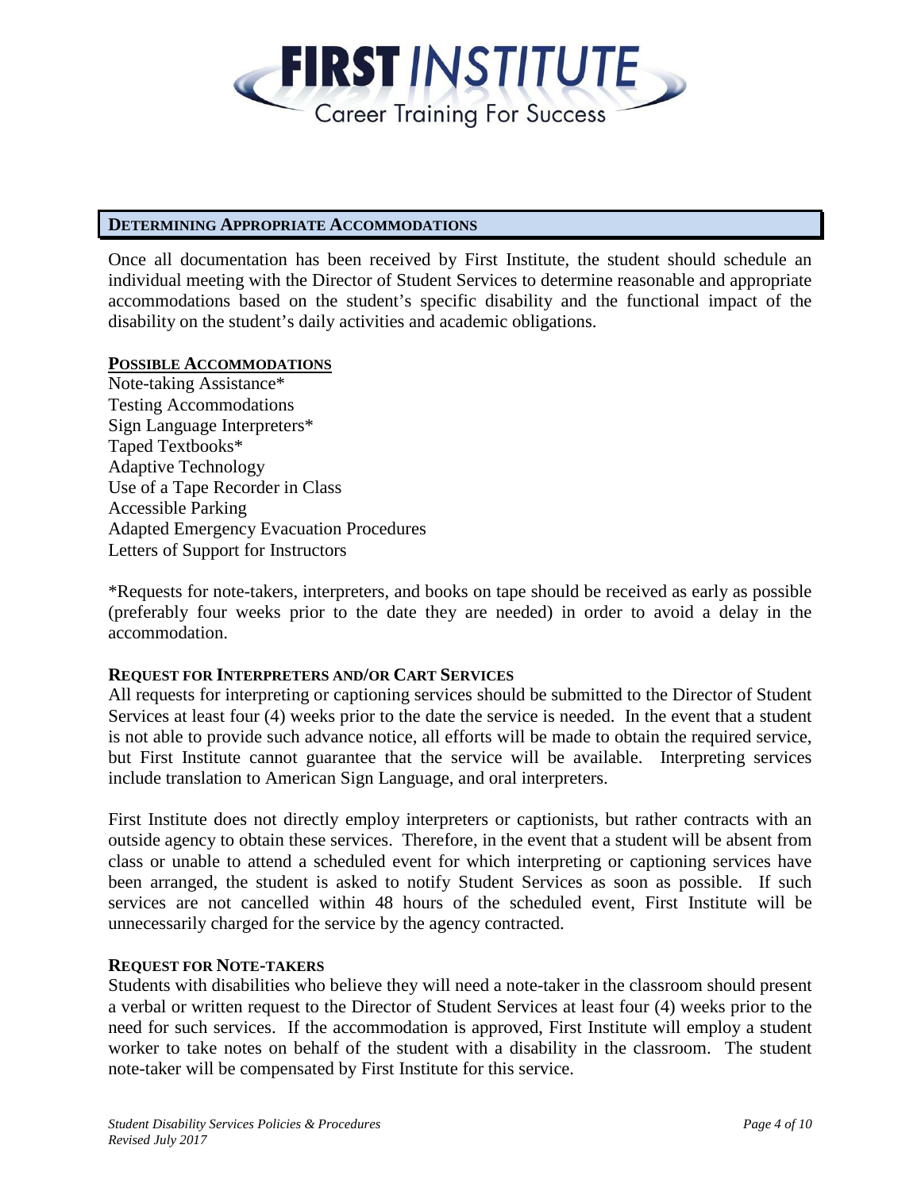## DETERMINING APPROPRIATE ACCOMMODATIONS

Once all documentation has been received by First Institute, the student should schedule an individual meeting with the Director of Student Services to determine reasonable and appropriate accommodations based on the student's specific disability and the functional impact of the disability on the student's daily activities and academic obligations.

### POSSIBLE ACCOMMODATIONS

Note-taking Assistance*
Testing Accommodations
Sign Language Interpreters*
Taped Textbooks*
Adaptive Technology
Use of a Tape Recorder in Class
Accessible Parking
Adapted Emergency Evacuation Procedures
Letters of Support for Instructors

*Requests for note-takers, interpreters, and books on tape should be received as early as possible (preferably four weeks prior to the date they are needed) in order to avoid a delay in the accommodation.

### REQUEST FOR INTERPRETERS AND/OR CART SERVICES

All requests for interpreting or captioning services should be submitted to the Director of Student Services at least four (4) weeks prior to the date the service is needed. In the event that a student is not able to provide such advance notice, all efforts will be made to obtain the required service, but First Institute cannot guarantee that the service will be available. Interpreting services include translation to American Sign Language, and oral interpreters.

First Institute does not directly employ interpreters or captionists, but rather contracts with an outside agency to obtain these services. Therefore, in the event that a student will be absent from class or unable to attend a scheduled event for which interpreting or captioning services have been arranged, the student is asked to notify Student Services as soon as possible. If such services are not cancelled within 48 hours of the scheduled event, First Institute will be unnecessarily charged for the service by the agency contracted.

### REQUEST FOR NOTE-TAKERS

Students with disabilities who believe they will need a note-taker in the classroom should present a verbal or written request to the Director of Student Services at least four (4) weeks prior to the need for such services. If the accommodation is approved, First Institute will employ a student worker to take notes on behalf of the student with a disability in the classroom. The student note-taker will be compensated by First Institute for this service.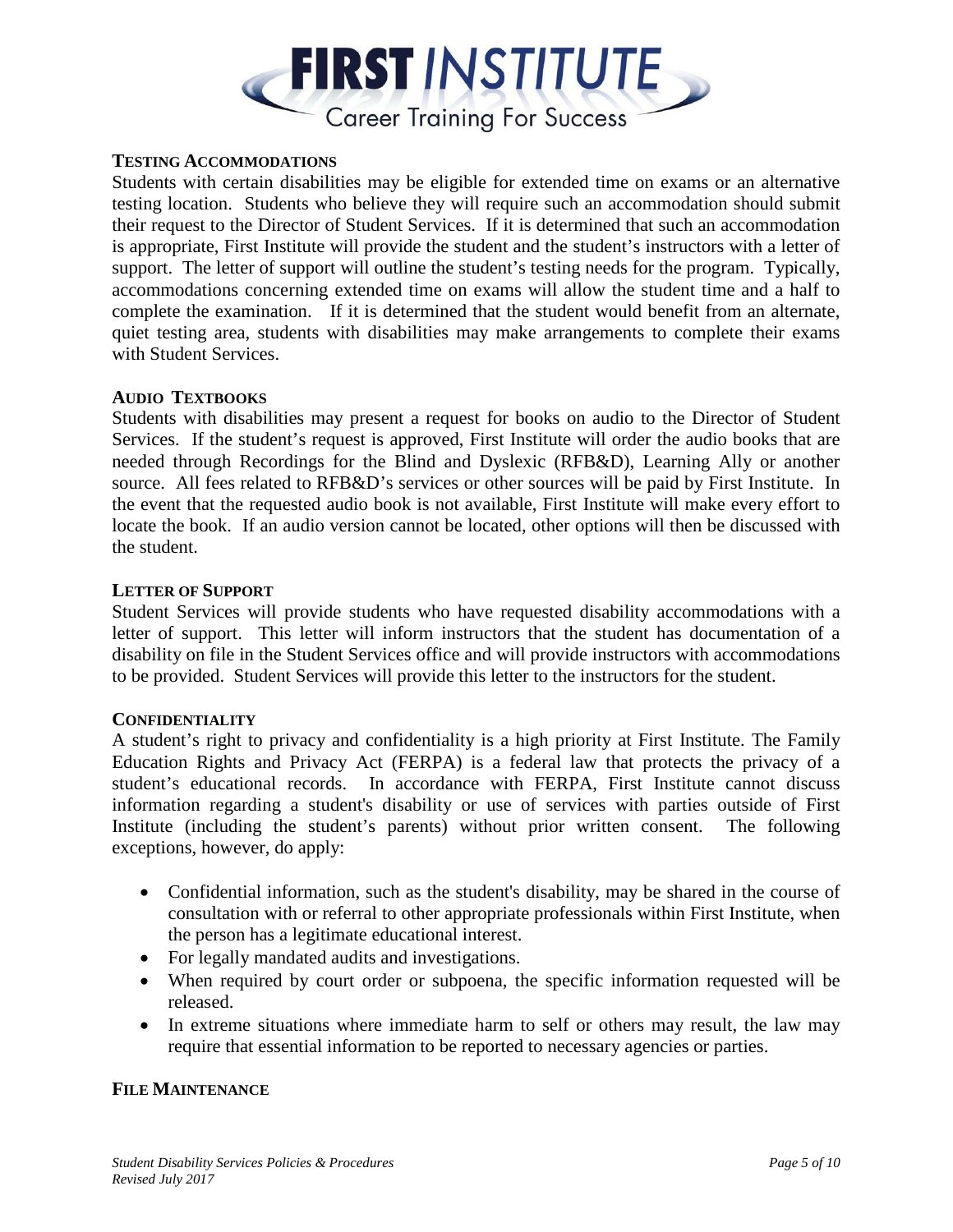### TESTING ACCOMMODATIONS

Students with certain disabilities may be eligible for extended time on exams or an alternative testing location. Students who believe they will require such an accommodation should submit their request to the Director of Student Services. If it is determined that such an accommodation is appropriate, First Institute will provide the student and the student's instructors with a letter of support. The letter of support will outline the student's testing needs for the program. Typically, accommodations concerning extended time on exams will allow the student time and a half to complete the examination. If it is determined that the student would benefit from an alternate, quiet testing area, students with disabilities may make arrangements to complete their exams with Student Services.

### AUDIO TEXTBOOKS

Students with disabilities may present a request for books on audio to the Director of Student Services. If the student's request is approved, First Institute will order the audio books that are needed through Recordings for the Blind and Dyslexic (RFB&D), Learning Ally or another source. All fees related to RFB&D's services or other sources will be paid by First Institute. In the event that the requested audio book is not available, First Institute will make every effort to locate the book. If an audio version cannot be located, other options will then be discussed with the student.

### LETTER OF SUPPORT

Student Services will provide students who have requested disability accommodations with a letter of support. This letter will inform instructors that the student has documentation of a disability on file in the Student Services office and will provide instructors with accommodations to be provided. Student Services will provide this letter to the instructors for the student.

### CONFIDENTIALITY

A student's right to privacy and confidentiality is a high priority at First Institute. The Family Education Rights and Privacy Act (FERPA) is a federal law that protects the privacy of a student's educational records. In accordance with FERPA, First Institute cannot discuss information regarding a student's disability or use of services with parties outside of First Institute (including the student's parents) without prior written consent. The following exceptions, however, do apply:

- Confidential information, such as the student's disability, may be shared in the course of consultation with or referral to other appropriate professionals within First Institute, when the person has a legitimate educational interest.
- For legally mandated audits and investigations.
- When required by court order or subpoena, the specific information requested will be released.
- In extreme situations where immediate harm to self or others may result, the law may require that essential information to be reported to necessary agencies or parties.

### FILE MAINTENANCE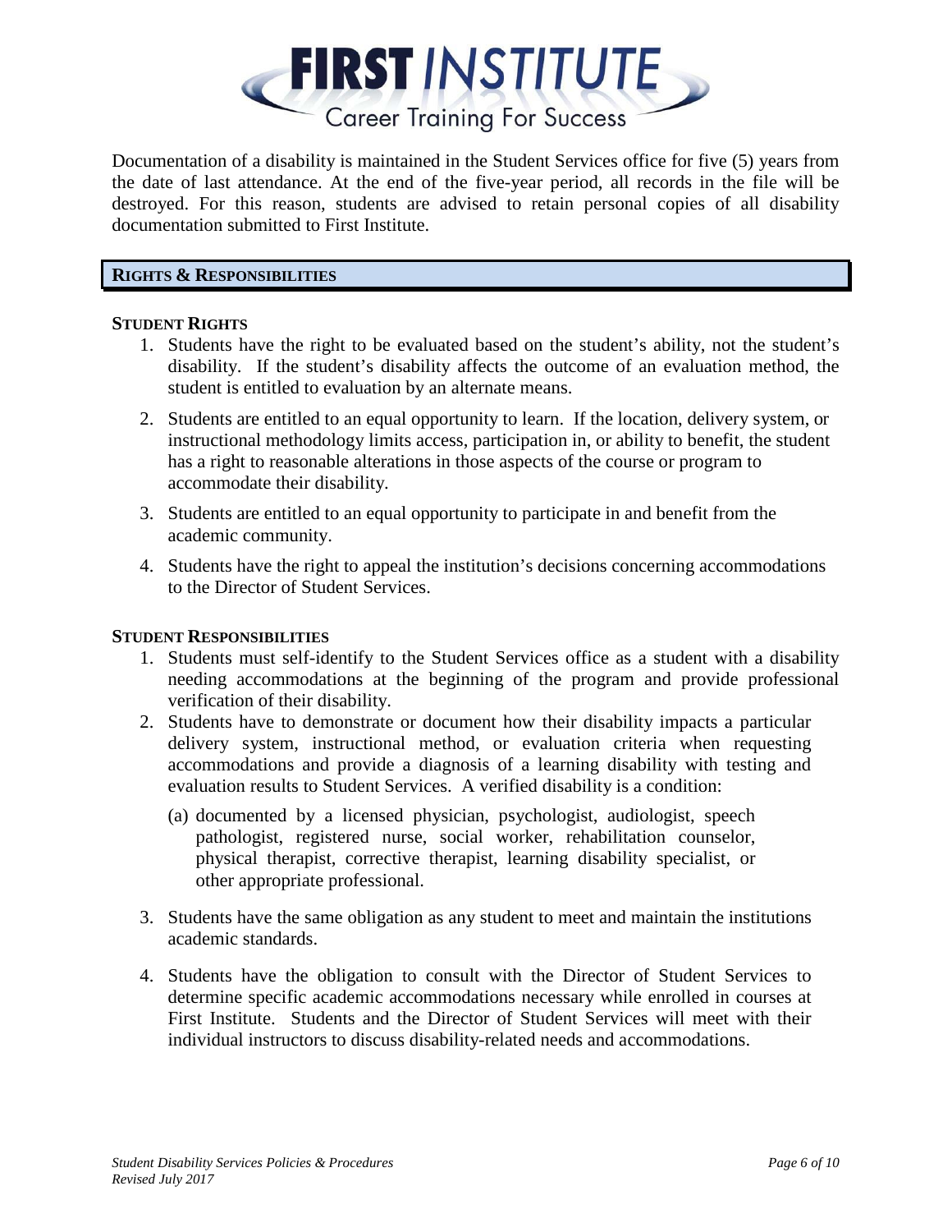Documentation of a disability is maintained in the Student Services office for five (5) years from the date of last attendance. At the end of the five-year period, all records in the file will be destroyed. For this reason, students are advised to retain personal copies of all disability documentation submitted to First Institute.

## RIGHTS & RESPONSIBILITIES

### STUDENT RIGHTS

1. Students have the right to be evaluated based on the student's ability, not the student's disability. If the student's disability affects the outcome of an evaluation method, the student is entitled to evaluation by an alternate means.
2. Students are entitled to an equal opportunity to learn. If the location, delivery system, or instructional methodology limits access, participation in, or ability to benefit, the student has a right to reasonable alterations in those aspects of the course or program to accommodate their disability.
3. Students are entitled to an equal opportunity to participate in and benefit from the academic community.
4. Students have the right to appeal the institution's decisions concerning accommodations to the Director of Student Services.

### STUDENT RESPONSIBILITIES

1. Students must self-identify to the Student Services office as a student with a disability needing accommodations at the beginning of the program and provide professional verification of their disability.
2. Students have to demonstrate or document how their disability impacts a particular delivery system, instructional method, or evaluation criteria when requesting accommodations and provide a diagnosis of a learning disability with testing and evaluation results to Student Services. A verified disability is a condition:
   (a) documented by a licensed physician, psychologist, audiologist, speech pathologist, registered nurse, social worker, rehabilitation counselor, physical therapist, corrective therapist, learning disability specialist, or other appropriate professional.
3. Students have the same obligation as any student to meet and maintain the institutions academic standards.
4. Students have the obligation to consult with the Director of Student Services to determine specific academic accommodations necessary while enrolled in courses at First Institute. Students and the Director of Student Services will meet with their individual instructors to discuss disability-related needs and accommodations.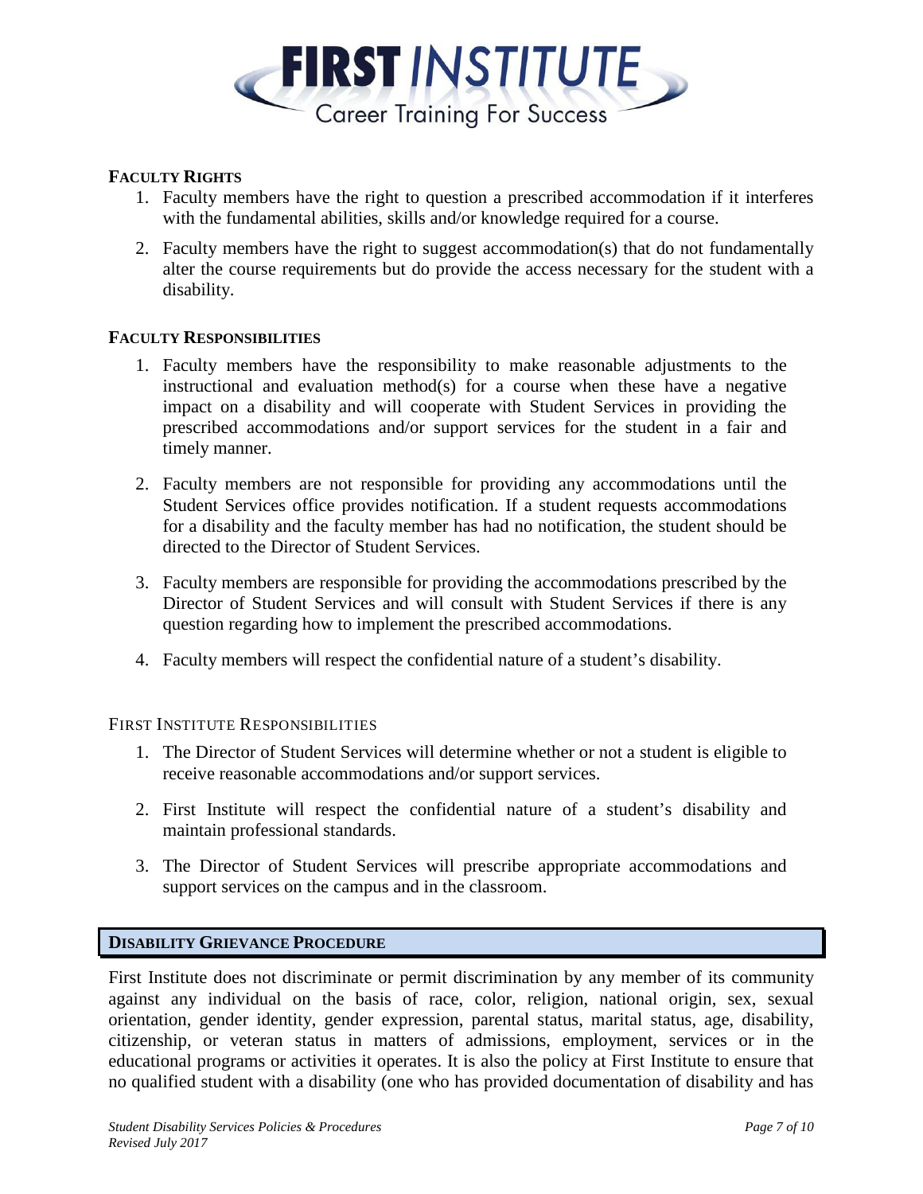**FACULTY RIGHTS**

1. Faculty members have the right to question a prescribed accommodation if it interferes with the fundamental abilities, skills and/or knowledge required for a course.
2. Faculty members have the right to suggest accommodation(s) that do not fundamentally alter the course requirements but do provide the access necessary for the student with a disability.

**FACULTY RESPONSIBILITIES**

1. Faculty members have the responsibility to make reasonable adjustments to the instructional and evaluation method(s) for a course when these have a negative impact on a disability and will cooperate with Student Services in providing the prescribed accommodations and/or support services for the student in a fair and timely manner.
2. Faculty members are not responsible for providing any accommodations until the Student Services office provides notification. If a student requests accommodations for a disability and the faculty member has had no notification, the student should be directed to the Director of Student Services.
3. Faculty members are responsible for providing the accommodations prescribed by the Director of Student Services and will consult with Student Services if there is any question regarding how to implement the prescribed accommodations.
4. Faculty members will respect the confidential nature of a student's disability.

FIRST INSTITUTE RESPONSIBILITIES

1. The Director of Student Services will determine whether or not a student is eligible to receive reasonable accommodations and/or support services.
2. First Institute will respect the confidential nature of a student's disability and maintain professional standards.
3. The Director of Student Services will prescribe appropriate accommodations and support services on the campus and in the classroom.

## DISABILITY GRIEVANCE PROCEDURE

First Institute does not discriminate or permit discrimination by any member of its community against any individual on the basis of race, color, religion, national origin, sex, sexual orientation, gender identity, gender expression, parental status, marital status, age, disability, citizenship, or veteran status in matters of admissions, employment, services or in the educational programs or activities it operates. It is also the policy at First Institute to ensure that no qualified student with a disability (one who has provided documentation of disability and has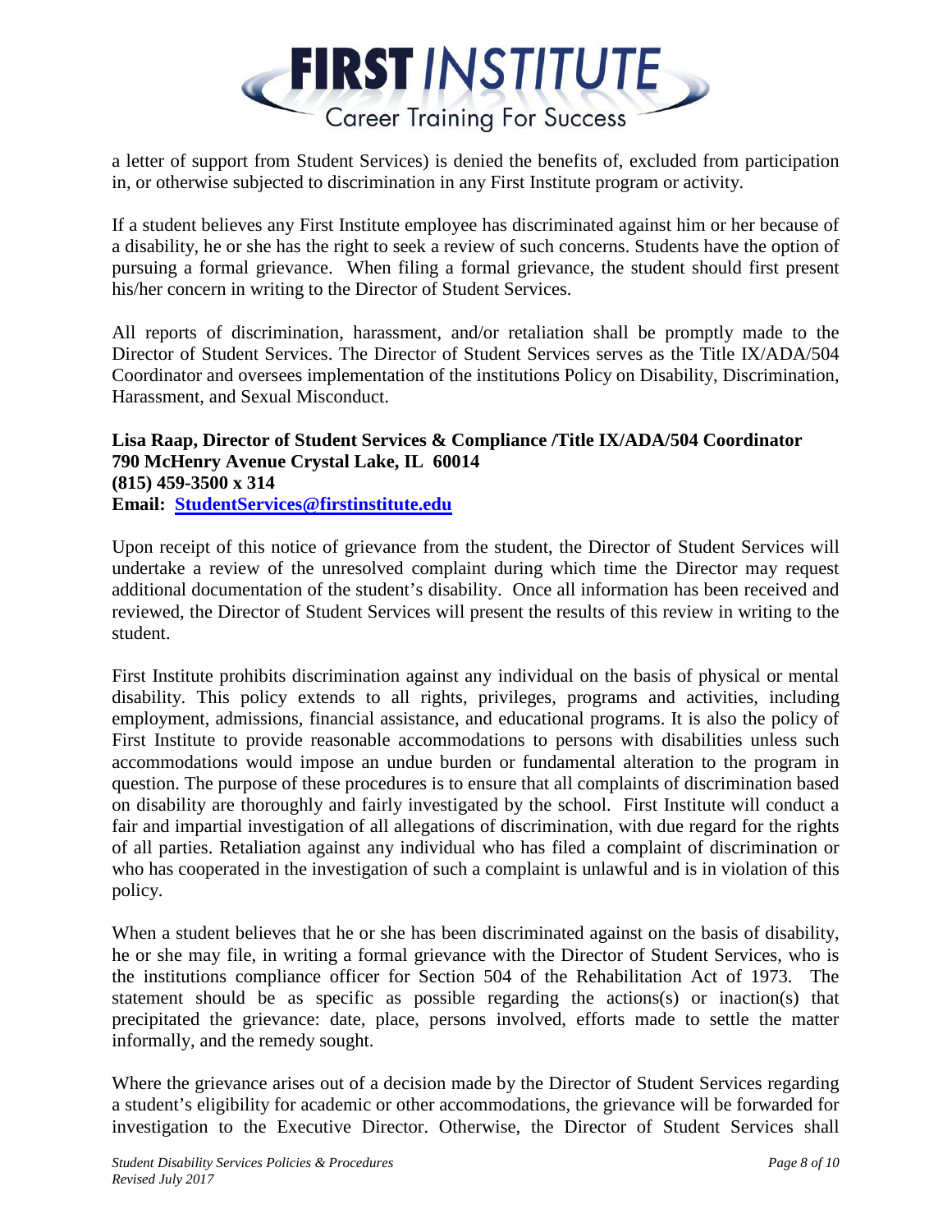a letter of support from Student Services) is denied the benefits of, excluded from participation in, or otherwise subjected to discrimination in any First Institute program or activity.

If a student believes any First Institute employee has discriminated against him or her because of a disability, he or she has the right to seek a review of such concerns. Students have the option of pursuing a formal grievance. When filing a formal grievance, the student should first present his/her concern in writing to the Director of Student Services.

All reports of discrimination, harassment, and/or retaliation shall be promptly made to the Director of Student Services. The Director of Student Services serves as the Title IX/ADA/504 Coordinator and oversees implementation of the institutions Policy on Disability, Discrimination, Harassment, and Sexual Misconduct.

**Lisa Raap, Director of Student Services & Compliance /Title IX/ADA/504 Coordinator**
**790 McHenry Avenue Crystal Lake, IL 60014**
**(815) 459-3500 x 314**
**Email: [StudentServices@firstinstitute.edu](mailto:StudentServices@firstinstitute.edu)**

Upon receipt of this notice of grievance from the student, the Director of Student Services will undertake a review of the unresolved complaint during which time the Director may request additional documentation of the student's disability. Once all information has been received and reviewed, the Director of Student Services will present the results of this review in writing to the student.

First Institute prohibits discrimination against any individual on the basis of physical or mental disability. This policy extends to all rights, privileges, programs and activities, including employment, admissions, financial assistance, and educational programs. It is also the policy of First Institute to provide reasonable accommodations to persons with disabilities unless such accommodations would impose an undue burden or fundamental alteration to the program in question. The purpose of these procedures is to ensure that all complaints of discrimination based on disability are thoroughly and fairly investigated by the school. First Institute will conduct a fair and impartial investigation of all allegations of discrimination, with due regard for the rights of all parties. Retaliation against any individual who has filed a complaint of discrimination or who has cooperated in the investigation of such a complaint is unlawful and is in violation of this policy.

When a student believes that he or she has been discriminated against on the basis of disability, he or she may file, in writing a formal grievance with the Director of Student Services, who is the institutions compliance officer for Section 504 of the Rehabilitation Act of 1973. The statement should be as specific as possible regarding the actions(s) or inaction(s) that precipitated the grievance: date, place, persons involved, efforts made to settle the matter informally, and the remedy sought.

Where the grievance arises out of a decision made by the Director of Student Services regarding a student's eligibility for academic or other accommodations, the grievance will be forwarded for investigation to the Executive Director. Otherwise, the Director of Student Services shall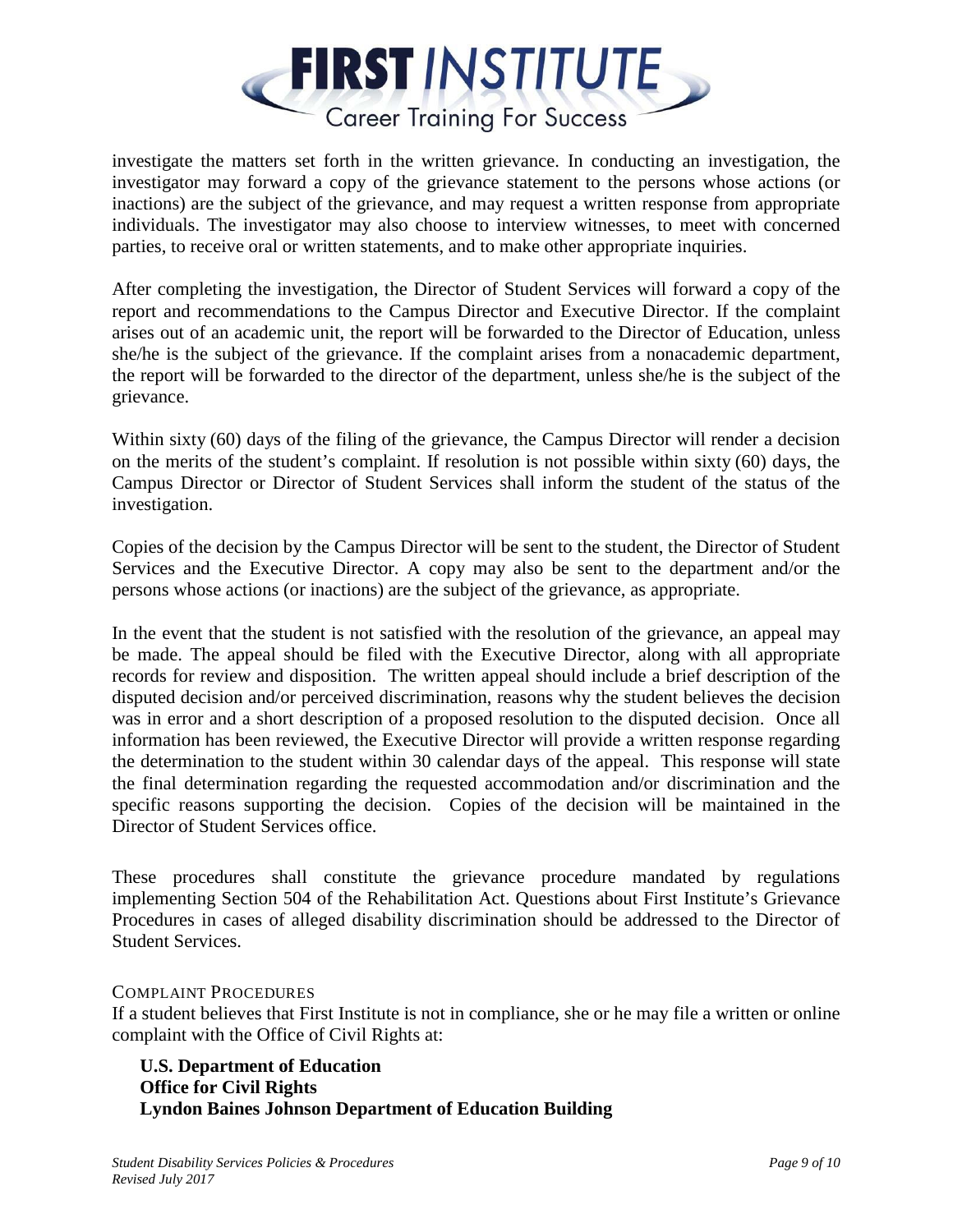investigate the matters set forth in the written grievance. In conducting an investigation, the investigator may forward a copy of the grievance statement to the persons whose actions (or inactions) are the subject of the grievance, and may request a written response from appropriate individuals. The investigator may also choose to interview witnesses, to meet with concerned parties, to receive oral or written statements, and to make other appropriate inquiries.

After completing the investigation, the Director of Student Services will forward a copy of the report and recommendations to the Campus Director and Executive Director. If the complaint arises out of an academic unit, the report will be forwarded to the Director of Education, unless she/he is the subject of the grievance. If the complaint arises from a nonacademic department, the report will be forwarded to the director of the department, unless she/he is the subject of the grievance.

Within sixty (60) days of the filing of the grievance, the Campus Director will render a decision on the merits of the student's complaint. If resolution is not possible within sixty (60) days, the Campus Director or Director of Student Services shall inform the student of the status of the investigation.

Copies of the decision by the Campus Director will be sent to the student, the Director of Student Services and the Executive Director. A copy may also be sent to the department and/or the persons whose actions (or inactions) are the subject of the grievance, as appropriate.

In the event that the student is not satisfied with the resolution of the grievance, an appeal may be made. The appeal should be filed with the Executive Director, along with all appropriate records for review and disposition. The written appeal should include a brief description of the disputed decision and/or perceived discrimination, reasons why the student believes the decision was in error and a short description of a proposed resolution to the disputed decision. Once all information has been reviewed, the Executive Director will provide a written response regarding the determination to the student within 30 calendar days of the appeal. This response will state the final determination regarding the requested accommodation and/or discrimination and the specific reasons supporting the decision. Copies of the decision will be maintained in the Director of Student Services office.

These procedures shall constitute the grievance procedure mandated by regulations implementing Section 504 of the Rehabilitation Act. Questions about First Institute's Grievance Procedures in cases of alleged disability discrimination should be addressed to the Director of Student Services.

### COMPLAINT PROCEDURES

If a student believes that First Institute is not in compliance, she or he may file a written or online complaint with the Office of Civil Rights at:

**U.S. Department of Education**
**Office for Civil Rights**
**Lyndon Baines Johnson Department of Education Building**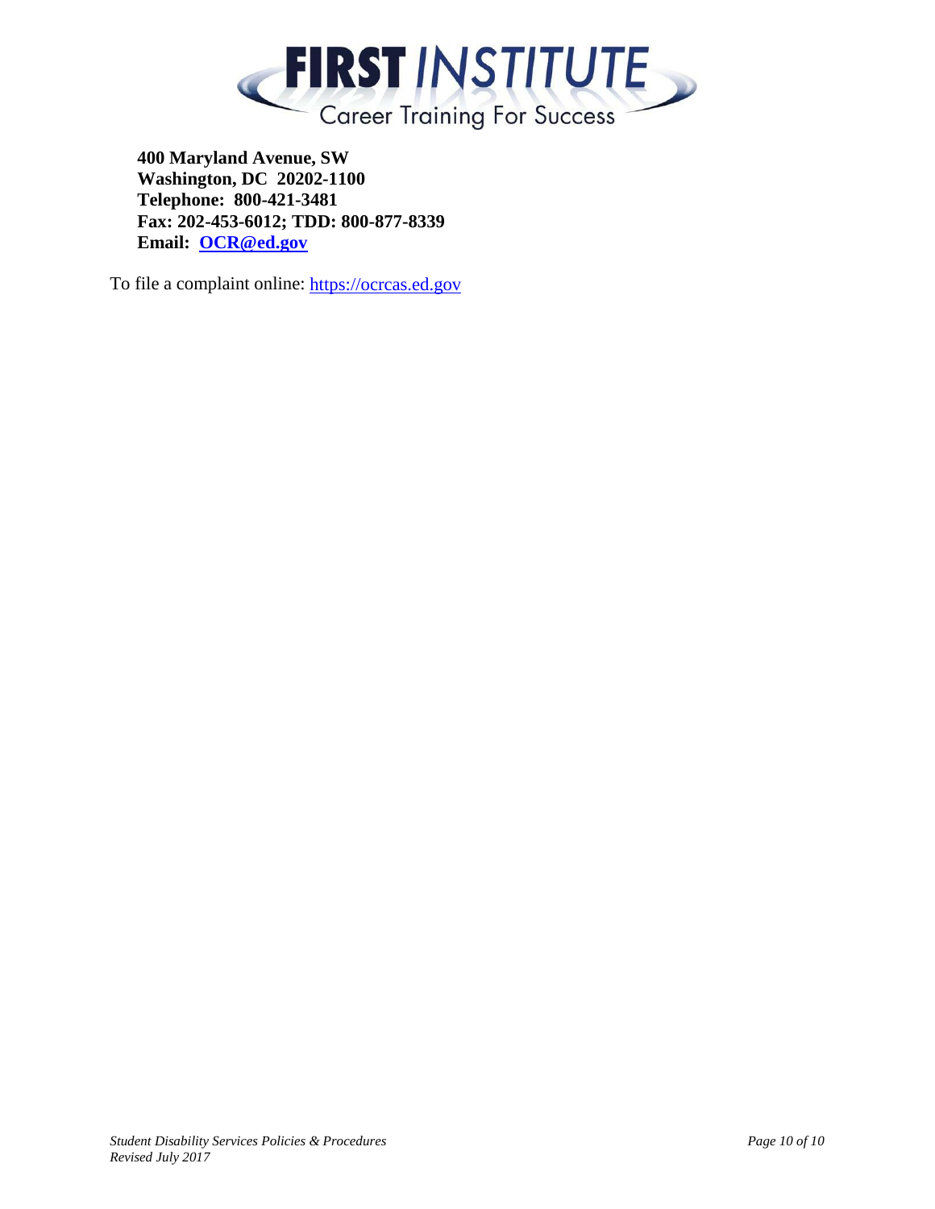**400 Maryland Avenue, SW**
**Washington, DC 20202-1100**
**Telephone: 800-421-3481**
**Fax: 202-453-6012; TDD: 800-877-8339**
**Email: OCR@ed.gov**

To file a complaint online: https://ocrcas.ed.gov